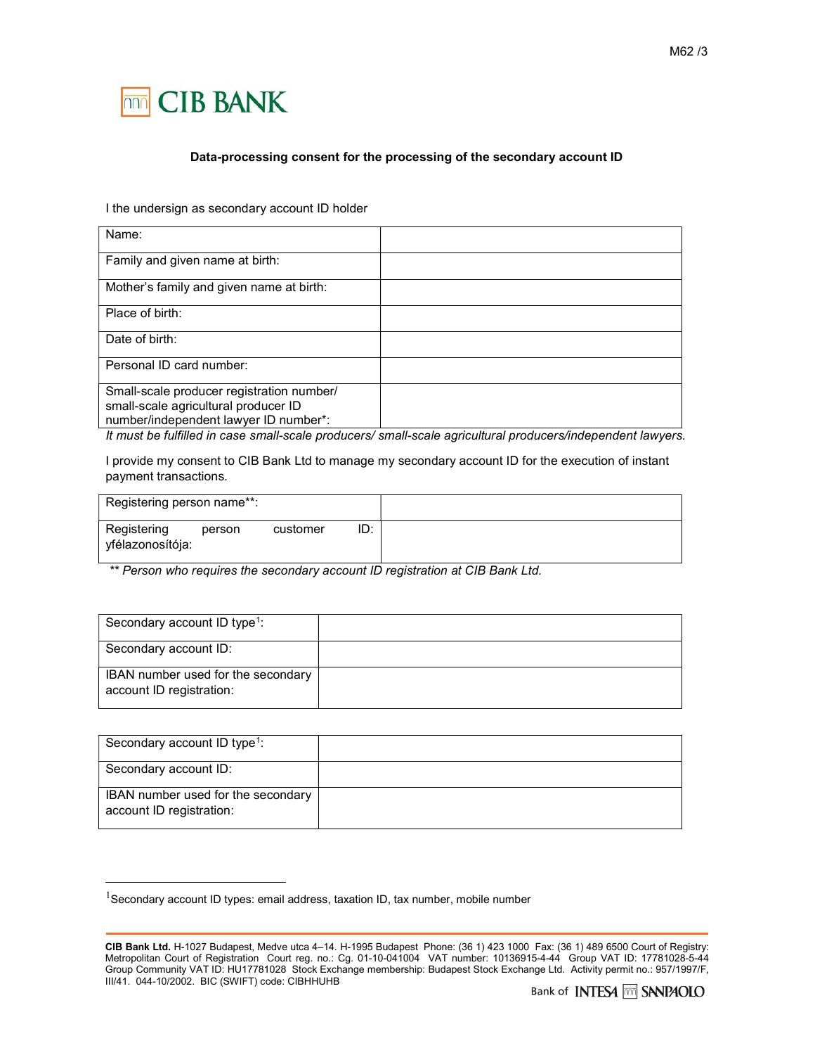CIB BANK

**Data-processing consent for the processing of the secondary account ID**

I the undersign as secondary account ID holder

| | |
|---|---|
| Name: | |
| Family and given name at birth: | |
| Mother's family and given name at birth: | |
| Place of birth: | |
| Date of birth: | |
| Personal ID card number: | |
| Small-scale producer registration number/ small-scale agricultural producer ID number/independent lawyer ID number*: | |

*It must be fulfilled in case small-scale producers/ small-scale agricultural producers/independent lawyers.*

I provide my consent to CIB Bank Ltd to manage my secondary account ID for the execution of instant payment transactions.

| | |
|---|---|
| Registering person name**: | |
| Registering person customer ID: yfélazonosítója: | |

*\*\* Person who requires the secondary account ID registration at CIB Bank Ltd.*

| | |
|---|---|
| Secondary account ID type[1]: | |
| Secondary account ID: | |
| IBAN number used for the secondary account ID registration: | |

| | |
|---|---|
| Secondary account ID type[1]: | |
| Secondary account ID: | |
| IBAN number used for the secondary account ID registration: | |

[1] Secondary account ID types: email address, taxation ID, tax number, mobile number

**CIB Bank Ltd.** H-1027 Budapest, Medve utca 4–14. H-1995 Budapest Phone: (36 1) 423 1000 Fax: (36 1) 489 6500 Court of Registry: Metropolitan Court of Registration Court reg. no.: Cg. 01-10-041004 VAT number: 10136915-4-44 Group VAT ID: 17781028-5-44 Group Community VAT ID: HU17781028 Stock Exchange membership: Budapest Stock Exchange Ltd. Activity permit no.: 957/1997/F, III/41. 044-10/2002. BIC (SWIFT) code: CIBHHUHB

Bank of INTESA SANPAOLO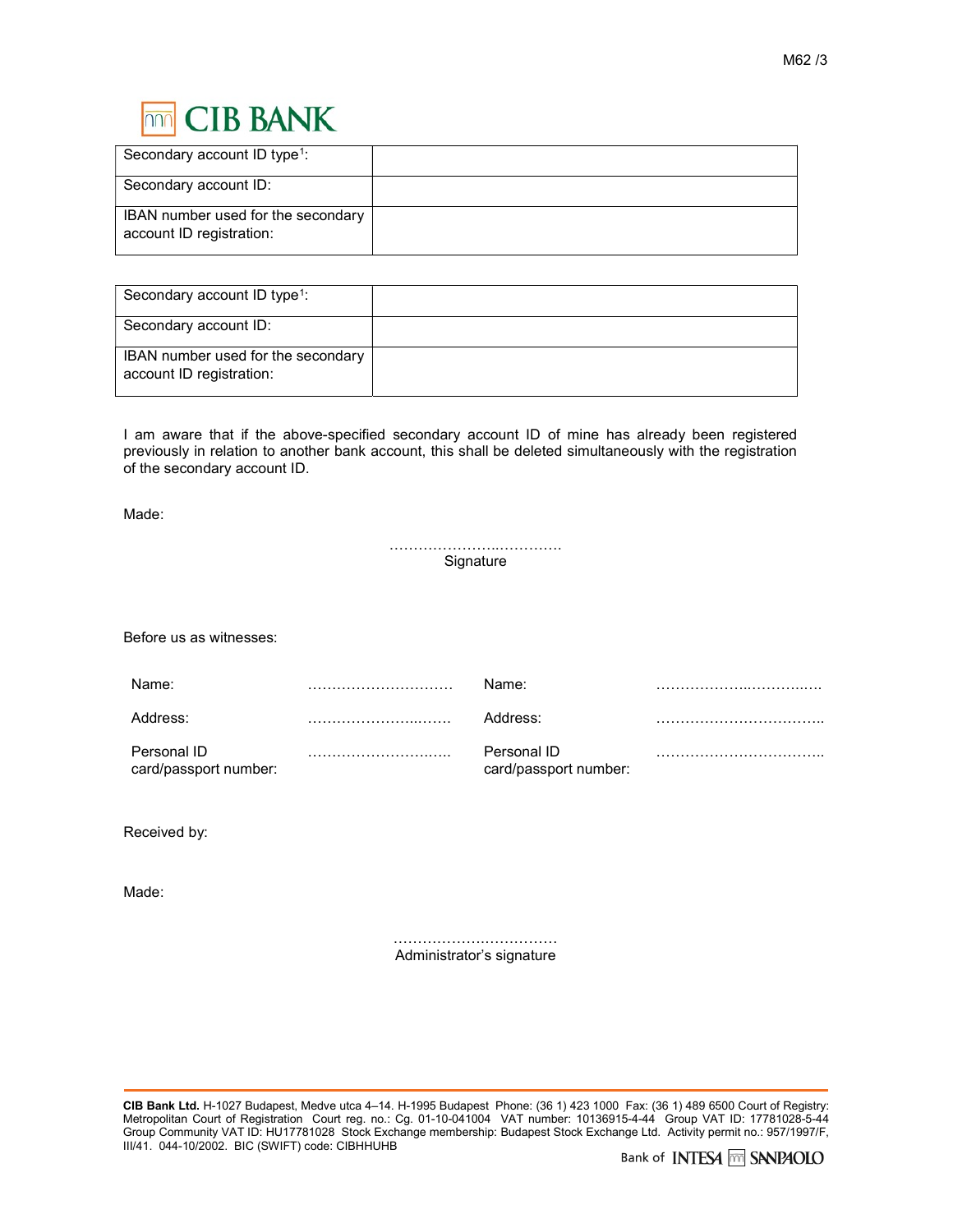CIB BANK

| | |
|---|---|
| Secondary account ID type[1]: | |
| Secondary account ID: | |
| IBAN number used for the secondary account ID registration: | |

| | |
|---|---|
| Secondary account ID type[1]: | |
| Secondary account ID: | |
| IBAN number used for the secondary account ID registration: | |

I am aware that if the above-specified secondary account ID of mine has already been registered previously in relation to another bank account, this shall be deleted simultaneously with the registration of the secondary account ID.

Made:

…………………..………….
Signature

Before us as witnesses:

| | | | |
|---|---|---|---|
| Name: | ………………………… | Name: | ………………..………..…. |
| Address: | ……………………..…… | Address: | …………………………….. |
| Personal ID card/passport number: | …………………….….. | Personal ID card/passport number: | …………………………….. |

Received by:

Made:

…………………..………….
Administrator's signature

**CIB Bank Ltd.** H-1027 Budapest, Medve utca 4–14. H-1995 Budapest Phone: (36 1) 423 1000 Fax: (36 1) 489 6500 Court of Registry: Metropolitan Court of Registration Court reg. no.: Cg. 01-10-041004 VAT number: 10136915-4-44 Group VAT ID: 17781028-5-44 Group Community VAT ID: HU17781028 Stock Exchange membership: Budapest Stock Exchange Ltd. Activity permit no.: 957/1997/F, III/41. 044-10/2002. BIC (SWIFT) code: CIBHHUHB

Bank of INTESA SANPAOLO